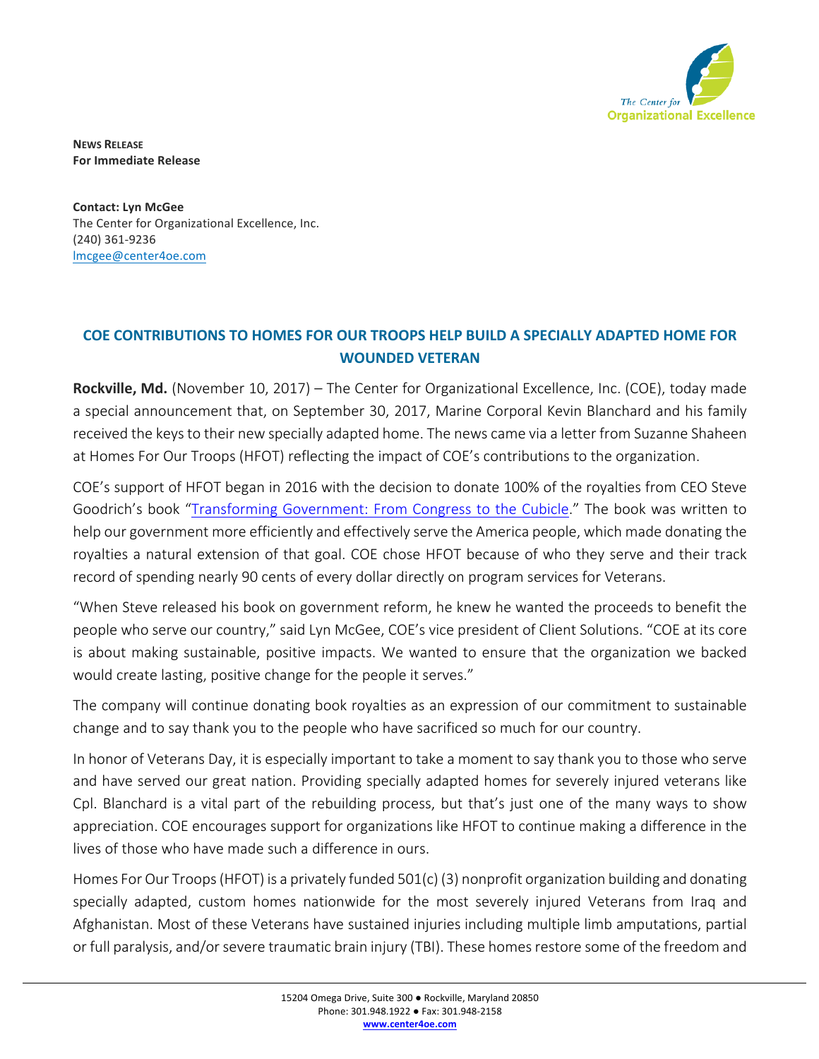**NEWS RELEASE**
**For Immediate Release**

**Contact: Lyn McGee**
The Center for Organizational Excellence, Inc.
(240) 361-9236
lmcgee@center4oe.com

## COE CONTRIBUTIONS TO HOMES FOR OUR TROOPS HELP BUILD A SPECIALLY ADAPTED HOME FOR WOUNDED VETERAN

**Rockville, Md.** (November 10, 2017) – The Center for Organizational Excellence, Inc. (COE), today made a special announcement that, on September 30, 2017, Marine Corporal Kevin Blanchard and his family received the keys to their new specially adapted home. The news came via a letter from Suzanne Shaheen at Homes For Our Troops (HFOT) reflecting the impact of COE's contributions to the organization.

COE's support of HFOT began in 2016 with the decision to donate 100% of the royalties from CEO Steve Goodrich's book "Transforming Government: From Congress to the Cubicle." The book was written to help our government more efficiently and effectively serve the America people, which made donating the royalties a natural extension of that goal. COE chose HFOT because of who they serve and their track record of spending nearly 90 cents of every dollar directly on program services for Veterans.

"When Steve released his book on government reform, he knew he wanted the proceeds to benefit the people who serve our country," said Lyn McGee, COE's vice president of Client Solutions. "COE at its core is about making sustainable, positive impacts. We wanted to ensure that the organization we backed would create lasting, positive change for the people it serves."

The company will continue donating book royalties as an expression of our commitment to sustainable change and to say thank you to the people who have sacrificed so much for our country.

In honor of Veterans Day, it is especially important to take a moment to say thank you to those who serve and have served our great nation. Providing specially adapted homes for severely injured veterans like Cpl. Blanchard is a vital part of the rebuilding process, but that's just one of the many ways to show appreciation. COE encourages support for organizations like HFOT to continue making a difference in the lives of those who have made such a difference in ours.

Homes For Our Troops (HFOT) is a privately funded 501(c) (3) nonprofit organization building and donating specially adapted, custom homes nationwide for the most severely injured Veterans from Iraq and Afghanistan. Most of these Veterans have sustained injuries including multiple limb amputations, partial or full paralysis, and/or severe traumatic brain injury (TBI). These homes restore some of the freedom and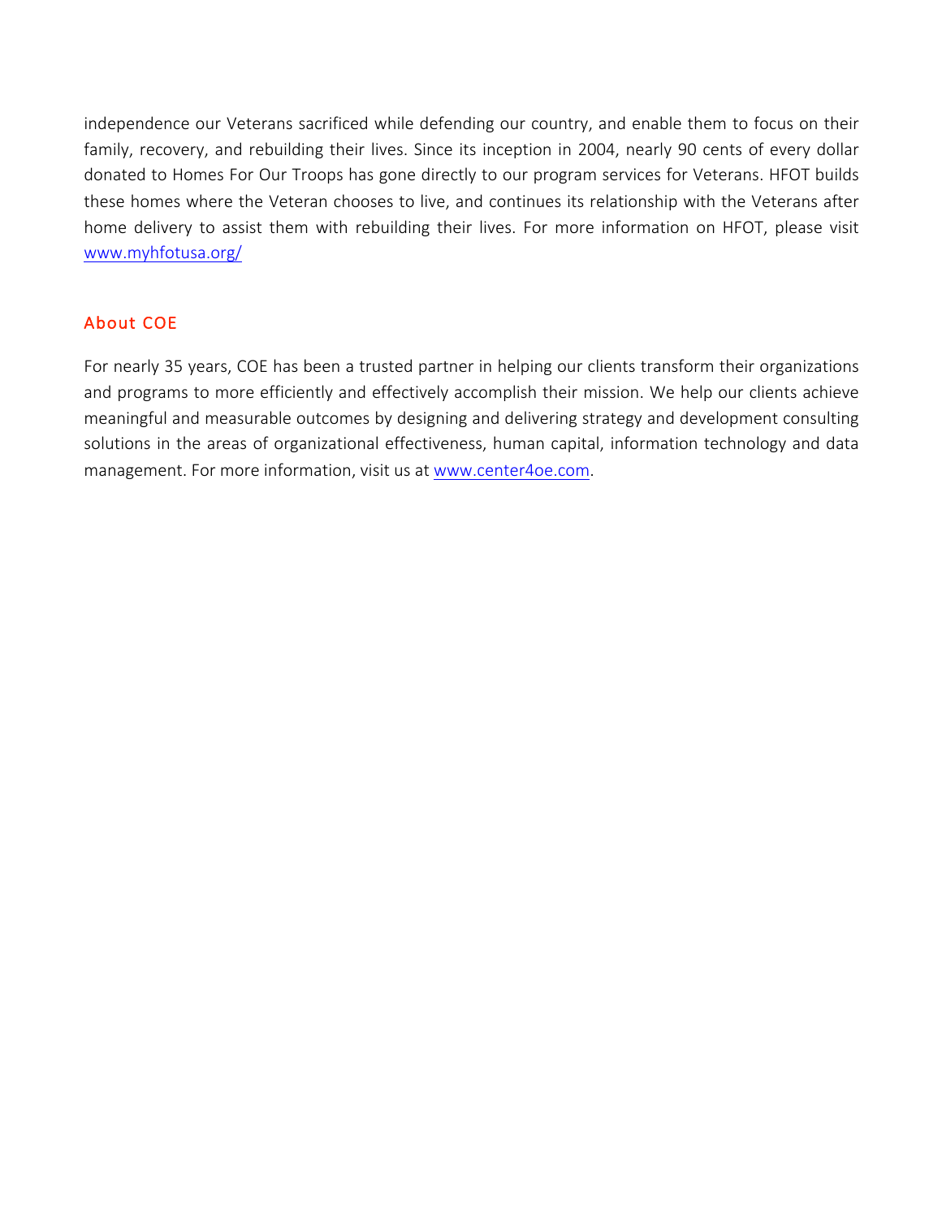independence our Veterans sacrificed while defending our country, and enable them to focus on their family, recovery, and rebuilding their lives. Since its inception in 2004, nearly 90 cents of every dollar donated to Homes For Our Troops has gone directly to our program services for Veterans. HFOT builds these homes where the Veteran chooses to live, and continues its relationship with the Veterans after home delivery to assist them with rebuilding their lives. For more information on HFOT, please visit [www.myhfotusa.org/](www.myhfotusa.org/)

## About COE

For nearly 35 years, COE has been a trusted partner in helping our clients transform their organizations and programs to more efficiently and effectively accomplish their mission. We help our clients achieve meaningful and measurable outcomes by designing and delivering strategy and development consulting solutions in the areas of organizational effectiveness, human capital, information technology and data management. For more information, visit us at [www.center4oe.com](www.center4oe.com).